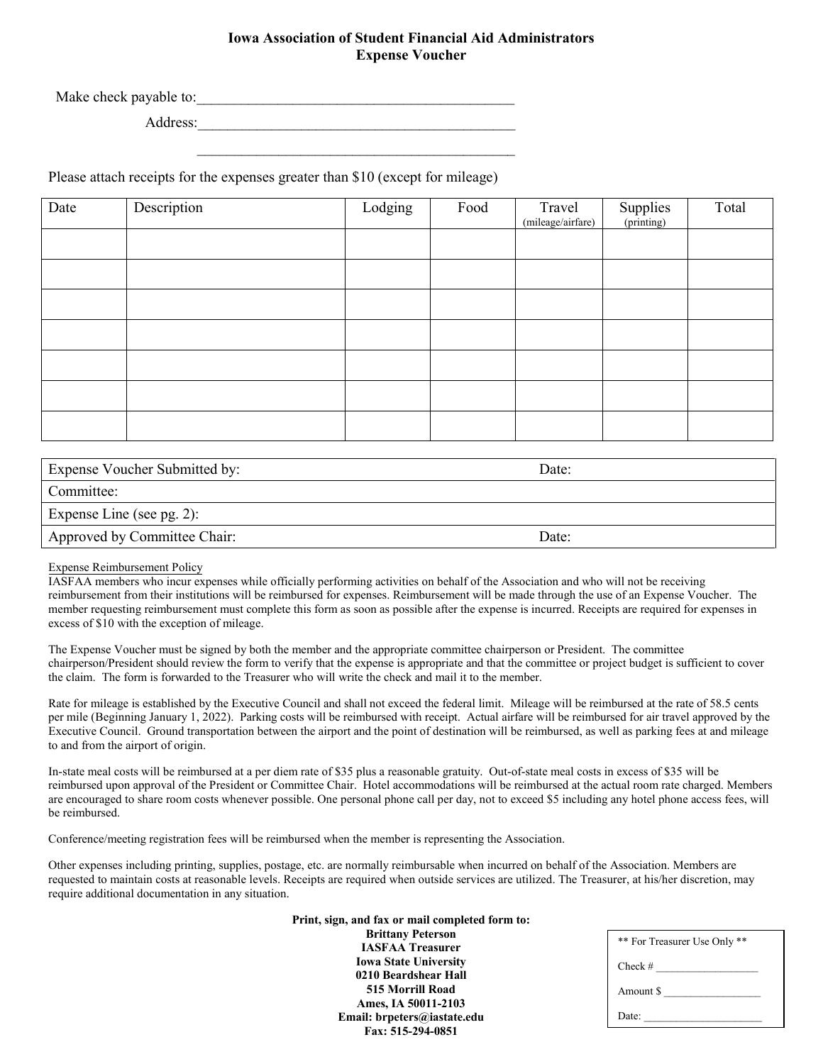# Iowa Association of Student Financial Aid Administrators
## Expense Voucher

Make check payable to:\_\_\_\_\_\_\_\_\_\_\_\_\_\_\_\_\_\_\_\_\_\_\_\_\_\_\_\_\_\_\_\_\_\_\_\_\_\_\_\_\_\_

Address:\_\_\_\_\_\_\_\_\_\_\_\_\_\_\_\_\_\_\_\_\_\_\_\_\_\_\_\_\_\_\_\_\_\_\_\_\_\_\_\_\_\_

\_\_\_\_\_\_\_\_\_\_\_\_\_\_\_\_\_\_\_\_\_\_\_\_\_\_\_\_\_\_\_\_\_\_\_\_\_\_\_\_\_\_

Please attach receipts for the expenses greater than $10 (except for mileage)

| Date | Description | Lodging | Food | Travel (mileage/airfare) | Supplies (printing) | Total |
|---|---|---|---|---|---|---|
| | | | | | | |
| | | | | | | |
| | | | | | | |
| | | | | | | |
| | | | | | | |
| | | | | | | |
| | | | | | | |

| | |
|---|---|
| Expense Voucher Submitted by: | Date: |
| Committee: | |
| Expense Line (see pg. 2): | |
| Approved by Committee Chair: | Date: |

Expense Reimbursement Policy

IASFAA members who incur expenses while officially performing activities on behalf of the Association and who will not be receiving reimbursement from their institutions will be reimbursed for expenses. Reimbursement will be made through the use of an Expense Voucher. The member requesting reimbursement must complete this form as soon as possible after the expense is incurred. Receipts are required for expenses in excess of $10 with the exception of mileage.

The Expense Voucher must be signed by both the member and the appropriate committee chairperson or President. The committee chairperson/President should review the form to verify that the expense is appropriate and that the committee or project budget is sufficient to cover the claim. The form is forwarded to the Treasurer who will write the check and mail it to the member.

Rate for mileage is established by the Executive Council and shall not exceed the federal limit. Mileage will be reimbursed at the rate of 58.5 cents per mile (Beginning January 1, 2022). Parking costs will be reimbursed with receipt. Actual airfare will be reimbursed for air travel approved by the Executive Council. Ground transportation between the airport and the point of destination will be reimbursed, as well as parking fees at and mileage to and from the airport of origin.

In-state meal costs will be reimbursed at a per diem rate of $35 plus a reasonable gratuity. Out-of-state meal costs in excess of $35 will be reimbursed upon approval of the President or Committee Chair. Hotel accommodations will be reimbursed at the actual room rate charged. Members are encouraged to share room costs whenever possible. One personal phone call per day, not to exceed $5 including any hotel phone access fees, will be reimbursed.

Conference/meeting registration fees will be reimbursed when the member is representing the Association.

Other expenses including printing, supplies, postage, etc. are normally reimbursable when incurred on behalf of the Association. Members are requested to maintain costs at reasonable levels. Receipts are required when outside services are utilized. The Treasurer, at his/her discretion, may require additional documentation in any situation.

**Print, sign, and fax or mail completed form to:**
**Brittany Peterson**
**IASFAA Treasurer**
**Iowa State University**
**0210 Beardshear Hall**
**515 Morrill Road**
**Ames, IA 50011-2103**
**Email: brpeters@iastate.edu**
**Fax: 515-294-0851**

** For Treasurer Use Only **

Check # \_\_\_\_\_\_\_\_\_\_\_\_\_\_\_\_\_\_\_

Amount $ \_\_\_\_\_\_\_\_\_\_\_\_\_\_\_\_\_\_

Date: \_\_\_\_\_\_\_\_\_\_\_\_\_\_\_\_\_\_\_\_\_\_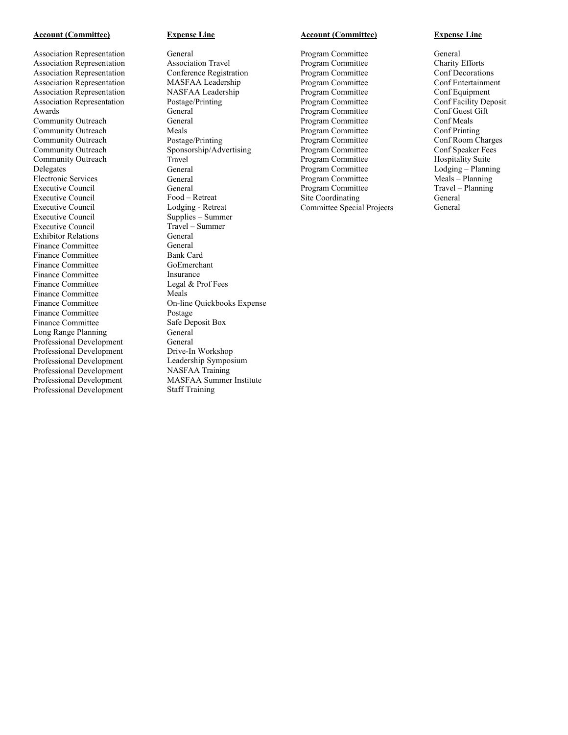| Account (Committee) | Expense Line |
|---|---|
| Association Representation | General |
| Association Representation | Association Travel |
| Association Representation | Conference Registration |
| Association Representation | MASFAA Leadership |
| Association Representation | NASFAA Leadership |
| Association Representation | Postage/Printing |
| Awards | General |
| Community Outreach | General |
| Community Outreach | Meals |
| Community Outreach | Postage/Printing |
| Community Outreach | Sponsorship/Advertising |
| Community Outreach | Travel |
| Delegates | General |
| Electronic Services | General |
| Executive Council | General |
| Executive Council | Food – Retreat |
| Executive Council | Lodging - Retreat |
| Executive Council | Supplies – Summer |
| Executive Council | Travel – Summer |
| Exhibitor Relations | General |
| Finance Committee | General |
| Finance Committee | Bank Card |
| Finance Committee | GoEmerchant |
| Finance Committee | Insurance |
| Finance Committee | Legal & Prof Fees |
| Finance Committee | Meals |
| Finance Committee | On-line Quickbooks Expense |
| Finance Committee | Postage |
| Finance Committee | Safe Deposit Box |
| Long Range Planning | General |
| Professional Development | General |
| Professional Development | Drive-In Workshop |
| Professional Development | Leadership Symposium |
| Professional Development | NASFAA Training |
| Professional Development | MASFAA Summer Institute |
| Professional Development | Staff Training |

| Account (Committee) | Expense Line |
|---|---|
| Program Committee | General |
| Program Committee | Charity Efforts |
| Program Committee | Conf Decorations |
| Program Committee | Conf Entertainment |
| Program Committee | Conf Equipment |
| Program Committee | Conf Facility Deposit |
| Program Committee | Conf Guest Gift |
| Program Committee | Conf Meals |
| Program Committee | Conf Printing |
| Program Committee | Conf Room Charges |
| Program Committee | Conf Speaker Fees |
| Program Committee | Hospitality Suite |
| Program Committee | Lodging – Planning |
| Program Committee | Meals – Planning |
| Program Committee | Travel – Planning |
| Site Coordinating | General |
| Committee Special Projects | General |